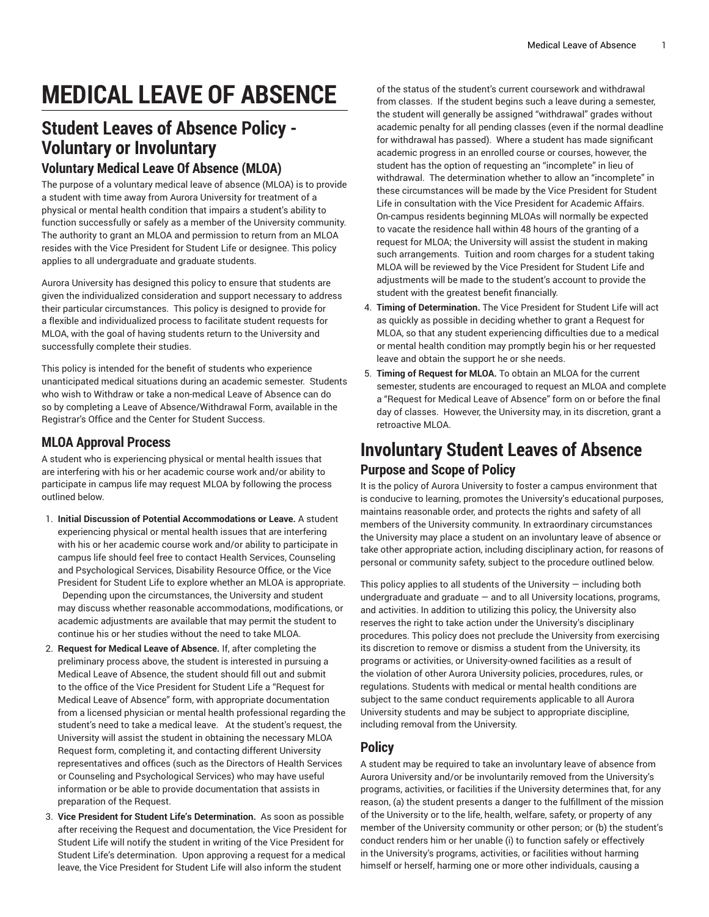# MEDICAL LEAVE OF ABSENCE

## Student Leaves of Absence Policy - Voluntary or Involuntary

### Voluntary Medical Leave Of Absence (MLOA)

The purpose of a voluntary medical leave of absence (MLOA) is to provide a student with time away from Aurora University for treatment of a physical or mental health condition that impairs a student's ability to function successfully or safely as a member of the University community. The authority to grant an MLOA and permission to return from an MLOA resides with the Vice President for Student Life or designee. This policy applies to all undergraduate and graduate students.

Aurora University has designed this policy to ensure that students are given the individualized consideration and support necessary to address their particular circumstances. This policy is designed to provide for a flexible and individualized process to facilitate student requests for MLOA, with the goal of having students return to the University and successfully complete their studies.

This policy is intended for the benefit of students who experience unanticipated medical situations during an academic semester. Students who wish to Withdraw or take a non-medical Leave of Absence can do so by completing a Leave of Absence/Withdrawal Form, available in the Registrar's Office and the Center for Student Success.

### MLOA Approval Process

A student who is experiencing physical or mental health issues that are interfering with his or her academic course work and/or ability to participate in campus life may request MLOA by following the process outlined below.

1. **Initial Discussion of Potential Accommodations or Leave.** A student experiencing physical or mental health issues that are interfering with his or her academic course work and/or ability to participate in campus life should feel free to contact Health Services, Counseling and Psychological Services, Disability Resource Office, or the Vice President for Student Life to explore whether an MLOA is appropriate. Depending upon the circumstances, the University and student may discuss whether reasonable accommodations, modifications, or academic adjustments are available that may permit the student to continue his or her studies without the need to take MLOA.
2. **Request for Medical Leave of Absence.** If, after completing the preliminary process above, the student is interested in pursuing a Medical Leave of Absence, the student should fill out and submit to the office of the Vice President for Student Life a "Request for Medical Leave of Absence" form, with appropriate documentation from a licensed physician or mental health professional regarding the student's need to take a medical leave. At the student's request, the University will assist the student in obtaining the necessary MLOA Request form, completing it, and contacting different University representatives and offices (such as the Directors of Health Services or Counseling and Psychological Services) who may have useful information or be able to provide documentation that assists in preparation of the Request.
3. **Vice President for Student Life's Determination.** As soon as possible after receiving the Request and documentation, the Vice President for Student Life will notify the student in writing of the Vice President for Student Life's determination. Upon approving a request for a medical leave, the Vice President for Student Life will also inform the student of the status of the student's current coursework and withdrawal from classes. If the student begins such a leave during a semester, the student will generally be assigned "withdrawal" grades without academic penalty for all pending classes (even if the normal deadline for withdrawal has passed). Where a student has made significant academic progress in an enrolled course or courses, however, the student has the option of requesting an "incomplete" in lieu of withdrawal. The determination whether to allow an "incomplete" in these circumstances will be made by the Vice President for Student Life in consultation with the Vice President for Academic Affairs. On-campus residents beginning MLOAs will normally be expected to vacate the residence hall within 48 hours of the granting of a request for MLOA; the University will assist the student in making such arrangements. Tuition and room charges for a student taking MLOA will be reviewed by the Vice President for Student Life and adjustments will be made to the student's account to provide the student with the greatest benefit financially.
4. **Timing of Determination.** The Vice President for Student Life will act as quickly as possible in deciding whether to grant a Request for MLOA, so that any student experiencing difficulties due to a medical or mental health condition may promptly begin his or her requested leave and obtain the support he or she needs.
5. **Timing of Request for MLOA.** To obtain an MLOA for the current semester, students are encouraged to request an MLOA and complete a "Request for Medical Leave of Absence" form on or before the final day of classes. However, the University may, in its discretion, grant a retroactive MLOA.

## Involuntary Student Leaves of Absence

### Purpose and Scope of Policy

It is the policy of Aurora University to foster a campus environment that is conducive to learning, promotes the University's educational purposes, maintains reasonable order, and protects the rights and safety of all members of the University community. In extraordinary circumstances the University may place a student on an involuntary leave of absence or take other appropriate action, including disciplinary action, for reasons of personal or community safety, subject to the procedure outlined below.

This policy applies to all students of the University — including both undergraduate and graduate — and to all University locations, programs, and activities. In addition to utilizing this policy, the University also reserves the right to take action under the University's disciplinary procedures. This policy does not preclude the University from exercising its discretion to remove or dismiss a student from the University, its programs or activities, or University-owned facilities as a result of the violation of other Aurora University policies, procedures, rules, or regulations. Students with medical or mental health conditions are subject to the same conduct requirements applicable to all Aurora University students and may be subject to appropriate discipline, including removal from the University.

### Policy

A student may be required to take an involuntary leave of absence from Aurora University and/or be involuntarily removed from the University's programs, activities, or facilities if the University determines that, for any reason, (a) the student presents a danger to the fulfillment of the mission of the University or to the life, health, welfare, safety, or property of any member of the University community or other person; or (b) the student's conduct renders him or her unable (i) to function safely or effectively in the University's programs, activities, or facilities without harming himself or herself, harming one or more other individuals, causing a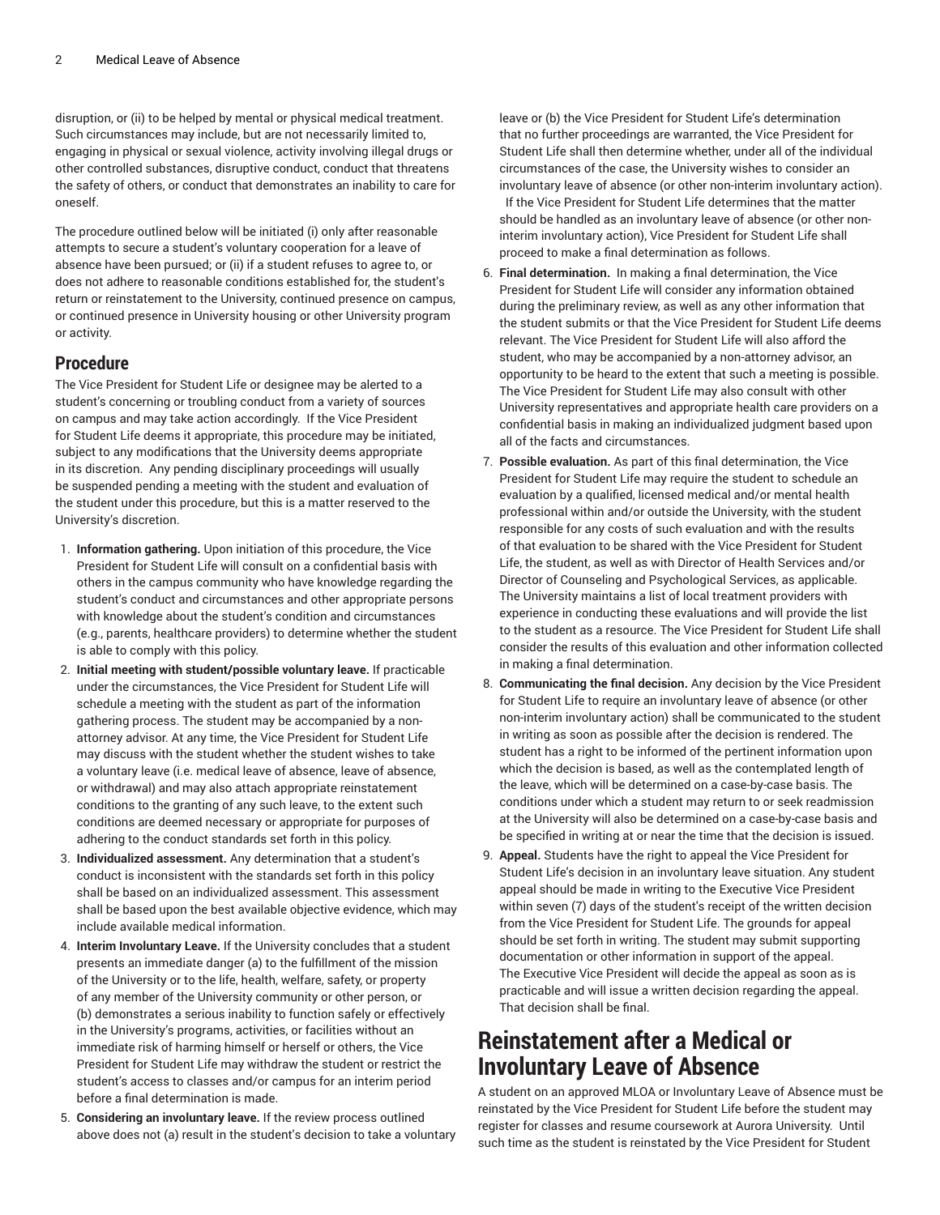disruption, or (ii) to be helped by mental or physical medical treatment. Such circumstances may include, but are not necessarily limited to, engaging in physical or sexual violence, activity involving illegal drugs or other controlled substances, disruptive conduct, conduct that threatens the safety of others, or conduct that demonstrates an inability to care for oneself.

The procedure outlined below will be initiated (i) only after reasonable attempts to secure a student's voluntary cooperation for a leave of absence have been pursued; or (ii) if a student refuses to agree to, or does not adhere to reasonable conditions established for, the student's return or reinstatement to the University, continued presence on campus, or continued presence in University housing or other University program or activity.

## Procedure

The Vice President for Student Life or designee may be alerted to a student's concerning or troubling conduct from a variety of sources on campus and may take action accordingly. If the Vice President for Student Life deems it appropriate, this procedure may be initiated, subject to any modifications that the University deems appropriate in its discretion. Any pending disciplinary proceedings will usually be suspended pending a meeting with the student and evaluation of the student under this procedure, but this is a matter reserved to the University's discretion.

1. **Information gathering.** Upon initiation of this procedure, the Vice President for Student Life will consult on a confidential basis with others in the campus community who have knowledge regarding the student's conduct and circumstances and other appropriate persons with knowledge about the student's condition and circumstances (e.g., parents, healthcare providers) to determine whether the student is able to comply with this policy.
2. **Initial meeting with student/possible voluntary leave.** If practicable under the circumstances, the Vice President for Student Life will schedule a meeting with the student as part of the information gathering process. The student may be accompanied by a non-attorney advisor. At any time, the Vice President for Student Life may discuss with the student whether the student wishes to take a voluntary leave (i.e. medical leave of absence, leave of absence, or withdrawal) and may also attach appropriate reinstatement conditions to the granting of any such leave, to the extent such conditions are deemed necessary or appropriate for purposes of adhering to the conduct standards set forth in this policy.
3. **Individualized assessment.** Any determination that a student's conduct is inconsistent with the standards set forth in this policy shall be based on an individualized assessment. This assessment shall be based upon the best available objective evidence, which may include available medical information.
4. **Interim Involuntary Leave.** If the University concludes that a student presents an immediate danger (a) to the fulfillment of the mission of the University or to the life, health, welfare, safety, or property of any member of the University community or other person, or (b) demonstrates a serious inability to function safely or effectively in the University's programs, activities, or facilities without an immediate risk of harming himself or herself or others, the Vice President for Student Life may withdraw the student or restrict the student's access to classes and/or campus for an interim period before a final determination is made.
5. **Considering an involuntary leave.** If the review process outlined above does not (a) result in the student's decision to take a voluntary leave or (b) the Vice President for Student Life's determination that no further proceedings are warranted, the Vice President for Student Life shall then determine whether, under all of the individual circumstances of the case, the University wishes to consider an involuntary leave of absence (or other non-interim involuntary action). If the Vice President for Student Life determines that the matter should be handled as an involuntary leave of absence (or other non-interim involuntary action), Vice President for Student Life shall proceed to make a final determination as follows.
6. **Final determination.** In making a final determination, the Vice President for Student Life will consider any information obtained during the preliminary review, as well as any other information that the student submits or that the Vice President for Student Life deems relevant. The Vice President for Student Life will also afford the student, who may be accompanied by a non-attorney advisor, an opportunity to be heard to the extent that such a meeting is possible. The Vice President for Student Life may also consult with other University representatives and appropriate health care providers on a confidential basis in making an individualized judgment based upon all of the facts and circumstances.
7. **Possible evaluation.** As part of this final determination, the Vice President for Student Life may require the student to schedule an evaluation by a qualified, licensed medical and/or mental health professional within and/or outside the University, with the student responsible for any costs of such evaluation and with the results of that evaluation to be shared with the Vice President for Student Life, the student, as well as with Director of Health Services and/or Director of Counseling and Psychological Services, as applicable. The University maintains a list of local treatment providers with experience in conducting these evaluations and will provide the list to the student as a resource. The Vice President for Student Life shall consider the results of this evaluation and other information collected in making a final determination.
8. **Communicating the final decision.** Any decision by the Vice President for Student Life to require an involuntary leave of absence (or other non-interim involuntary action) shall be communicated to the student in writing as soon as possible after the decision is rendered. The student has a right to be informed of the pertinent information upon which the decision is based, as well as the contemplated length of the leave, which will be determined on a case-by-case basis. The conditions under which a student may return to or seek readmission at the University will also be determined on a case-by-case basis and be specified in writing at or near the time that the decision is issued.
9. **Appeal.** Students have the right to appeal the Vice President for Student Life's decision in an involuntary leave situation. Any student appeal should be made in writing to the Executive Vice President within seven (7) days of the student's receipt of the written decision from the Vice President for Student Life. The grounds for appeal should be set forth in writing. The student may submit supporting documentation or other information in support of the appeal. The Executive Vice President will decide the appeal as soon as is practicable and will issue a written decision regarding the appeal. That decision shall be final.

# Reinstatement after a Medical or Involuntary Leave of Absence

A student on an approved MLOA or Involuntary Leave of Absence must be reinstated by the Vice President for Student Life before the student may register for classes and resume coursework at Aurora University. Until such time as the student is reinstated by the Vice President for Student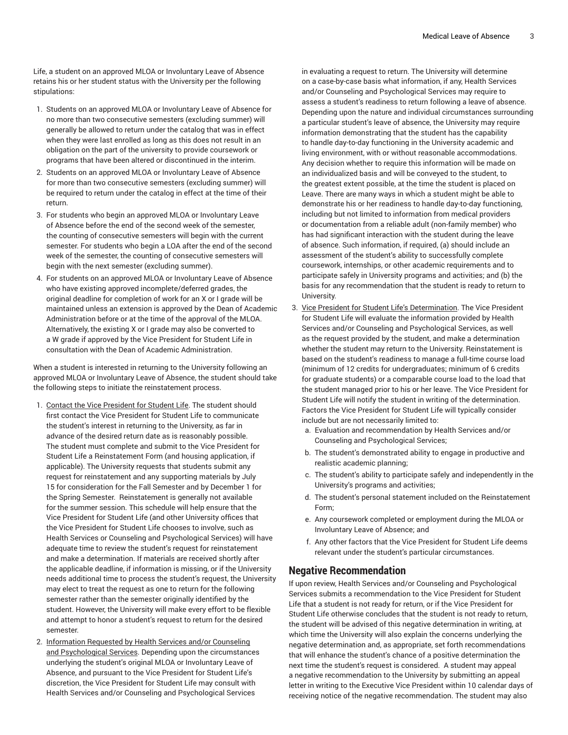Life, a student on an approved MLOA or Involuntary Leave of Absence retains his or her student status with the University per the following stipulations:

1. Students on an approved MLOA or Involuntary Leave of Absence for no more than two consecutive semesters (excluding summer) will generally be allowed to return under the catalog that was in effect when they were last enrolled as long as this does not result in an obligation on the part of the university to provide coursework or programs that have been altered or discontinued in the interim.
2. Students on an approved MLOA or Involuntary Leave of Absence for more than two consecutive semesters (excluding summer) will be required to return under the catalog in effect at the time of their return.
3. For students who begin an approved MLOA or Involuntary Leave of Absence before the end of the second week of the semester, the counting of consecutive semesters will begin with the current semester. For students who begin a LOA after the end of the second week of the semester, the counting of consecutive semesters will begin with the next semester (excluding summer).
4. For students on an approved MLOA or Involuntary Leave of Absence who have existing approved incomplete/deferred grades, the original deadline for completion of work for an X or I grade will be maintained unless an extension is approved by the Dean of Academic Administration before or at the time of the approval of the MLOA. Alternatively, the existing X or I grade may also be converted to a W grade if approved by the Vice President for Student Life in consultation with the Dean of Academic Administration.

When a student is interested in returning to the University following an approved MLOA or Involuntary Leave of Absence, the student should take the following steps to initiate the reinstatement process.

1. Contact the Vice President for Student Life. The student should first contact the Vice President for Student Life to communicate the student's interest in returning to the University, as far in advance of the desired return date as is reasonably possible. The student must complete and submit to the Vice President for Student Life a Reinstatement Form (and housing application, if applicable). The University requests that students submit any request for reinstatement and any supporting materials by July 15 for consideration for the Fall Semester and by December 1 for the Spring Semester. Reinstatement is generally not available for the summer session. This schedule will help ensure that the Vice President for Student Life (and other University offices that the Vice President for Student Life chooses to involve, such as Health Services or Counseling and Psychological Services) will have adequate time to review the student's request for reinstatement and make a determination. If materials are received shortly after the applicable deadline, if information is missing, or if the University needs additional time to process the student's request, the University may elect to treat the request as one to return for the following semester rather than the semester originally identified by the student. However, the University will make every effort to be flexible and attempt to honor a student's request to return for the desired semester.
2. Information Requested by Health Services and/or Counseling and Psychological Services. Depending upon the circumstances underlying the student's original MLOA or Involuntary Leave of Absence, and pursuant to the Vice President for Student Life's discretion, the Vice President for Student Life may consult with Health Services and/or Counseling and Psychological Services in evaluating a request to return. The University will determine on a case-by-case basis what information, if any, Health Services and/or Counseling and Psychological Services may require to assess a student's readiness to return following a leave of absence. Depending upon the nature and individual circumstances surrounding a particular student's leave of absence, the University may require information demonstrating that the student has the capability to handle day-to-day functioning in the University academic and living environment, with or without reasonable accommodations. Any decision whether to require this information will be made on an individualized basis and will be conveyed to the student, to the greatest extent possible, at the time the student is placed on Leave. There are many ways in which a student might be able to demonstrate his or her readiness to handle day-to-day functioning, including but not limited to information from medical providers or documentation from a reliable adult (non-family member) who has had significant interaction with the student during the leave of absence. Such information, if required, (a) should include an assessment of the student's ability to successfully complete coursework, internships, or other academic requirements and to participate safely in University programs and activities; and (b) the basis for any recommendation that the student is ready to return to University.
3. Vice President for Student Life's Determination. The Vice President for Student Life will evaluate the information provided by Health Services and/or Counseling and Psychological Services, as well as the request provided by the student, and make a determination whether the student may return to the University. Reinstatement is based on the student's readiness to manage a full-time course load (minimum of 12 credits for undergraduates; minimum of 6 credits for graduate students) or a comparable course load to the load that the student managed prior to his or her leave. The Vice President for Student Life will notify the student in writing of the determination. Factors the Vice President for Student Life will typically consider include but are not necessarily limited to:
   a. Evaluation and recommendation by Health Services and/or Counseling and Psychological Services;
   b. The student's demonstrated ability to engage in productive and realistic academic planning;
   c. The student's ability to participate safely and independently in the University's programs and activities;
   d. The student's personal statement included on the Reinstatement Form;
   e. Any coursework completed or employment during the MLOA or Involuntary Leave of Absence; and
   f. Any other factors that the Vice President for Student Life deems relevant under the student's particular circumstances.

## Negative Recommendation

If upon review, Health Services and/or Counseling and Psychological Services submits a recommendation to the Vice President for Student Life that a student is not ready for return, or if the Vice President for Student Life otherwise concludes that the student is not ready to return, the student will be advised of this negative determination in writing, at which time the University will also explain the concerns underlying the negative determination and, as appropriate, set forth recommendations that will enhance the student's chance of a positive determination the next time the student's request is considered. A student may appeal a negative recommendation to the University by submitting an appeal letter in writing to the Executive Vice President within 10 calendar days of receiving notice of the negative recommendation. The student may also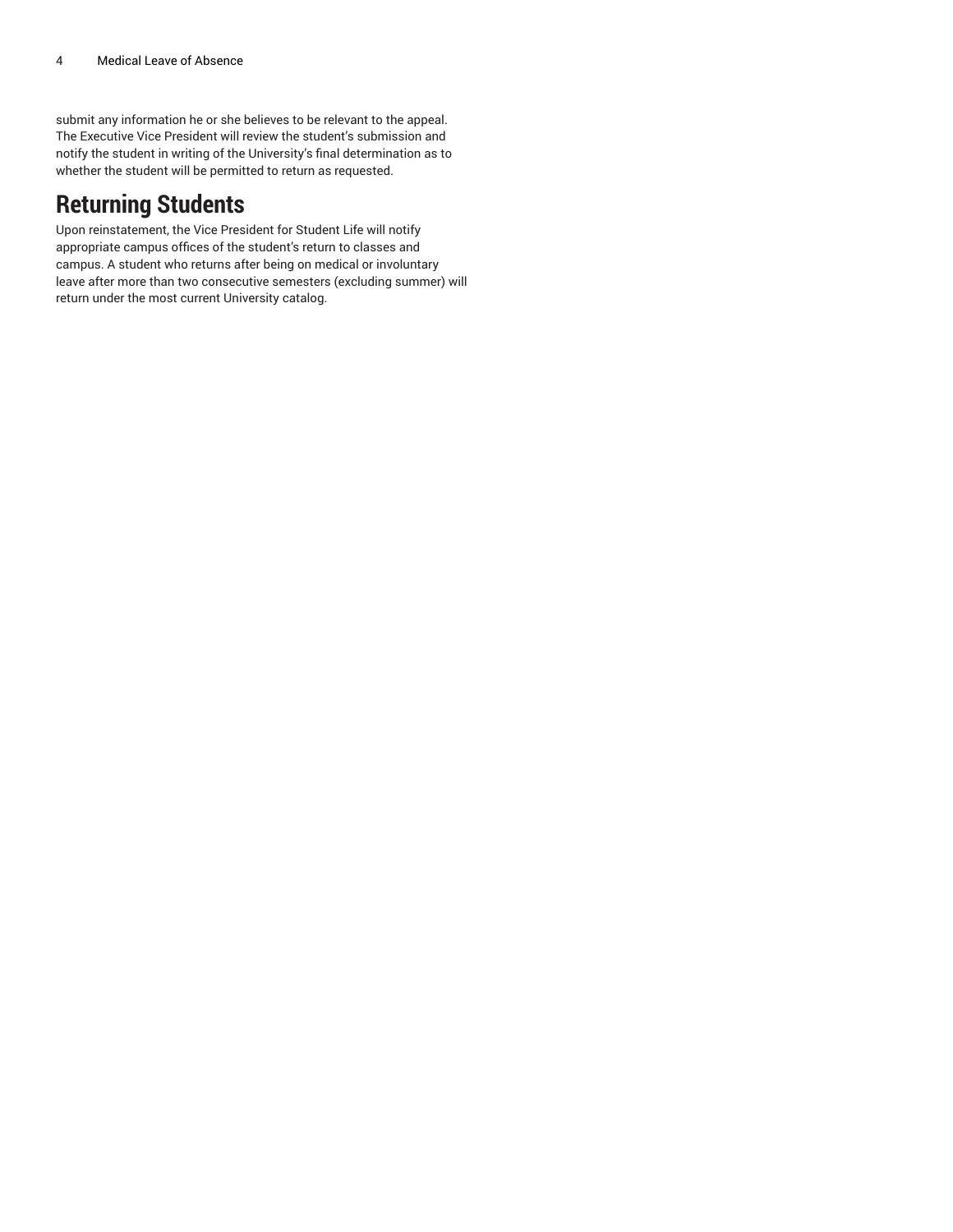submit any information he or she believes to be relevant to the appeal. The Executive Vice President will review the student's submission and notify the student in writing of the University's final determination as to whether the student will be permitted to return as requested.

## Returning Students

Upon reinstatement, the Vice President for Student Life will notify appropriate campus offices of the student's return to classes and campus. A student who returns after being on medical or involuntary leave after more than two consecutive semesters (excluding summer) will return under the most current University catalog.